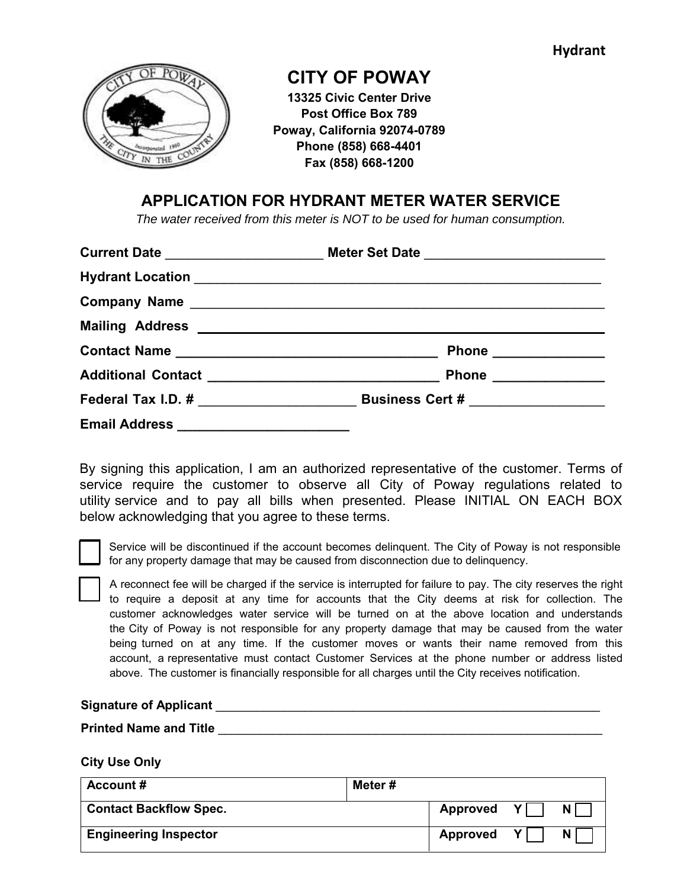**Hydrant**

# CITY OF POWAY

**13325 Civic Center Drive**
**Post Office Box 789**
**Poway, California 92074-0789**
**Phone (858) 668-4401**
**Fax (858) 668-1200**

## APPLICATION FOR HYDRANT METER WATER SERVICE

*The water received from this meter is NOT to be used for human consumption.*

**Current Date** _____________________ **Meter Set Date** ________________________

**Hydrant Location** _______________________________________________________

**Company Name** _______________________________________________________

**Mailing Address** _______________________________________________________

**Contact Name** ___________________________________ **Phone** _______________

**Additional Contact** ______________________________ **Phone** _______________

**Federal Tax I.D. #** _____________________ **Business Cert #** _________________

**Email Address** ______________________

By signing this application, I am an authorized representative of the customer. Terms of service require the customer to observe all City of Poway regulations related to utility service and to pay all bills when presented. Please INITIAL ON EACH BOX below acknowledging that you agree to these terms.

☐ Service will be discontinued if the account becomes delinquent. The City of Poway is not responsible for any property damage that may be caused from disconnection due to delinquency.

☐ A reconnect fee will be charged if the service is interrupted for failure to pay. The city reserves the right to require a deposit at any time for accounts that the City deems at risk for collection. The customer acknowledges water service will be turned on at the above location and understands the City of Poway is not responsible for any property damage that may be caused from the water being turned on at any time. If the customer moves or wants their name removed from this account, a representative must contact Customer Services at the phone number or address listed above. The customer is financially responsible for all charges until the City receives notification.

**Signature of Applicant** _______________________________________________________

**Printed Name and Title** _______________________________________________________

**City Use Only**

| **Account #** | **Meter #** | |
|---|---|---|
| **Contact Backflow Spec.** | | **Approved Y ☐ N ☐** |
| **Engineering Inspector** | | **Approved Y ☐ N ☐** |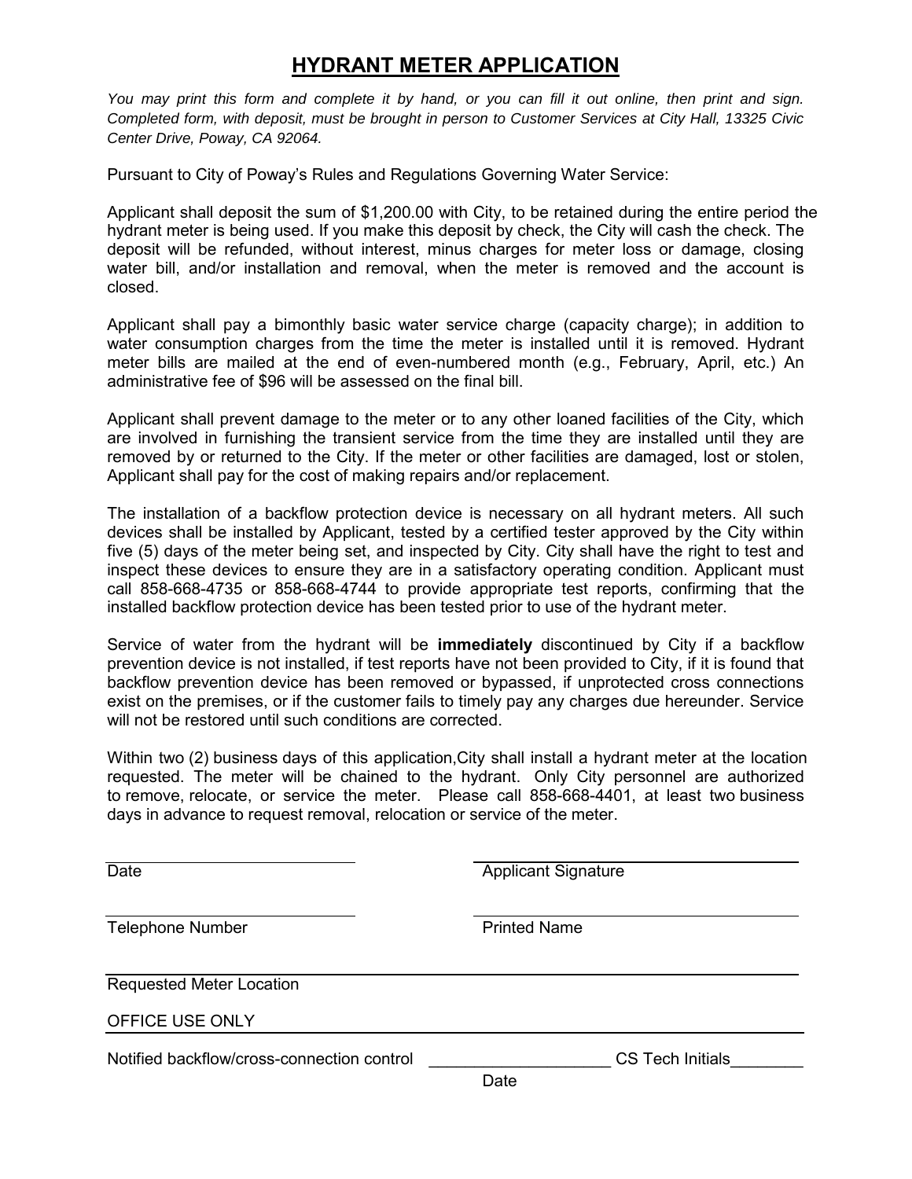# HYDRANT METER APPLICATION

*You may print this form and complete it by hand, or you can fill it out online, then print and sign. Completed form, with deposit, must be brought in person to Customer Services at City Hall, 13325 Civic Center Drive, Poway, CA 92064.*

Pursuant to City of Poway's Rules and Regulations Governing Water Service:

Applicant shall deposit the sum of $1,200.00 with City, to be retained during the entire period the hydrant meter is being used. If you make this deposit by check, the City will cash the check. The deposit will be refunded, without interest, minus charges for meter loss or damage, closing water bill, and/or installation and removal, when the meter is removed and the account is closed.

Applicant shall pay a bimonthly basic water service charge (capacity charge); in addition to water consumption charges from the time the meter is installed until it is removed. Hydrant meter bills are mailed at the end of even-numbered month (e.g., February, April, etc.) An administrative fee of $96 will be assessed on the final bill.

Applicant shall prevent damage to the meter or to any other loaned facilities of the City, which are involved in furnishing the transient service from the time they are installed until they are removed by or returned to the City. If the meter or other facilities are damaged, lost or stolen, Applicant shall pay for the cost of making repairs and/or replacement.

The installation of a backflow protection device is necessary on all hydrant meters. All such devices shall be installed by Applicant, tested by a certified tester approved by the City within five (5) days of the meter being set, and inspected by City. City shall have the right to test and inspect these devices to ensure they are in a satisfactory operating condition. Applicant must call 858-668-4735 or 858-668-4744 to provide appropriate test reports, confirming that the installed backflow protection device has been tested prior to use of the hydrant meter.

Service of water from the hydrant will be **immediately** discontinued by City if a backflow prevention device is not installed, if test reports have not been provided to City, if it is found that backflow prevention device has been removed or bypassed, if unprotected cross connections exist on the premises, or if the customer fails to timely pay any charges due hereunder. Service will not be restored until such conditions are corrected.

Within two (2) business days of this application,City shall install a hydrant meter at the location requested. The meter will be chained to the hydrant. Only City personnel are authorized to remove, relocate, or service the meter. Please call 858-668-4401, at least two business days in advance to request removal, relocation or service of the meter.

Date ______________________ Applicant Signature ______________________

Telephone Number ______________________ Printed Name ______________________

Requested Meter Location ______________________

OFFICE USE ONLY

Notified backflow/cross-connection control ____________________ CS Tech Initials________

Date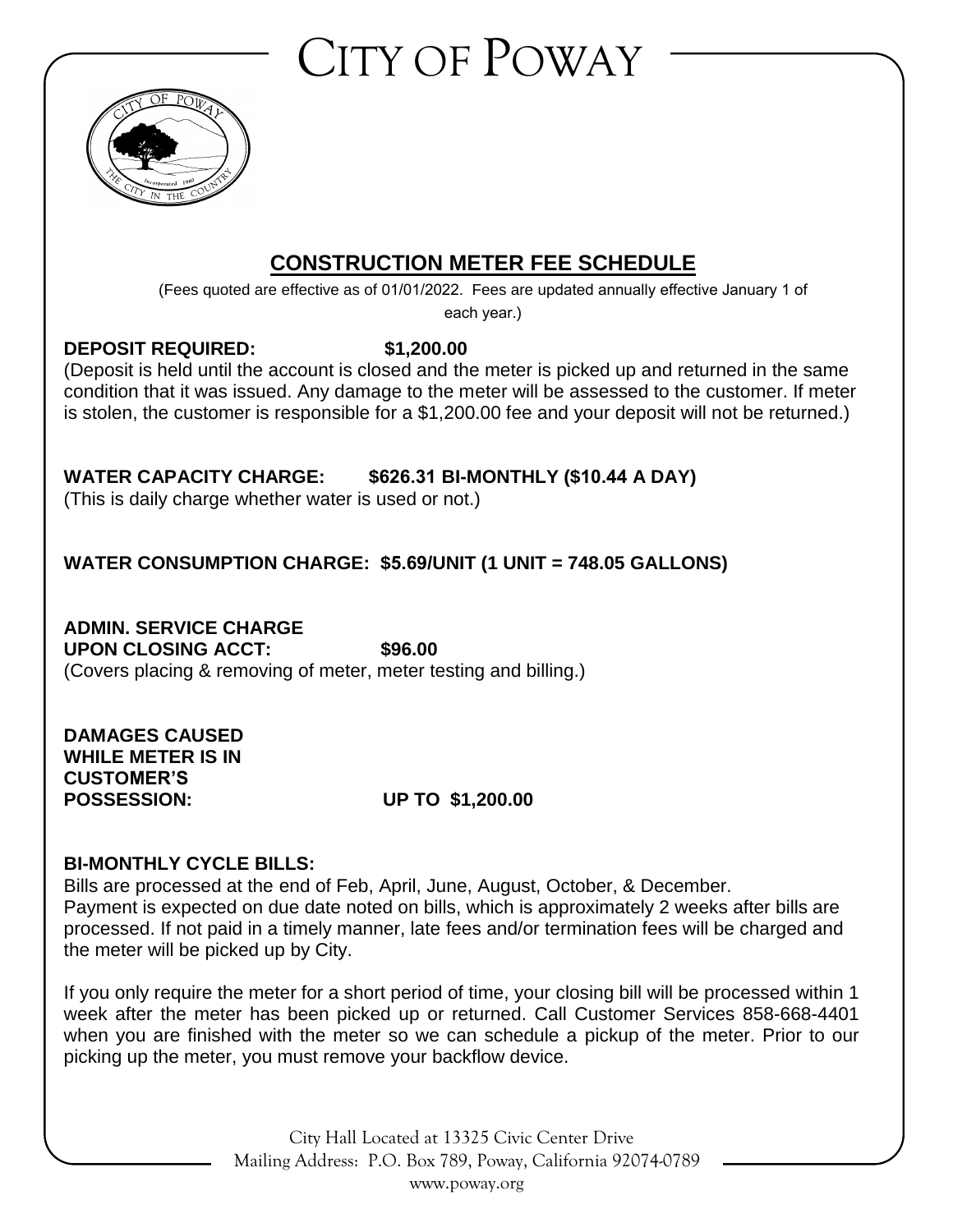# CITY OF POWAY

## CONSTRUCTION METER FEE SCHEDULE

(Fees quoted are effective as of 01/01/2022. Fees are updated annually effective January 1 of each year.)

**DEPOSIT REQUIRED: $1,200.00**

(Deposit is held until the account is closed and the meter is picked up and returned in the same condition that it was issued. Any damage to the meter will be assessed to the customer. If meter is stolen, the customer is responsible for a $1,200.00 fee and your deposit will not be returned.)

**WATER CAPACITY CHARGE: $626.31 BI-MONTHLY ($10.44 A DAY)**

(This is daily charge whether water is used or not.)

**WATER CONSUMPTION CHARGE: $5.69/UNIT (1 UNIT = 748.05 GALLONS)**

**ADMIN. SERVICE CHARGE UPON CLOSING ACCT: $96.00**

(Covers placing & removing of meter, meter testing and billing.)

**DAMAGES CAUSED WHILE METER IS IN CUSTOMER'S POSSESSION: UP TO $1,200.00**

**BI-MONTHLY CYCLE BILLS:**

Bills are processed at the end of Feb, April, June, August, October, & December. Payment is expected on due date noted on bills, which is approximately 2 weeks after bills are processed. If not paid in a timely manner, late fees and/or termination fees will be charged and the meter will be picked up by City.

If you only require the meter for a short period of time, your closing bill will be processed within 1 week after the meter has been picked up or returned. Call Customer Services 858-668-4401 when you are finished with the meter so we can schedule a pickup of the meter. Prior to our picking up the meter, you must remove your backflow device.

City Hall Located at 13325 Civic Center Drive
Mailing Address: P.O. Box 789, Poway, California 92074-0789
www.poway.org